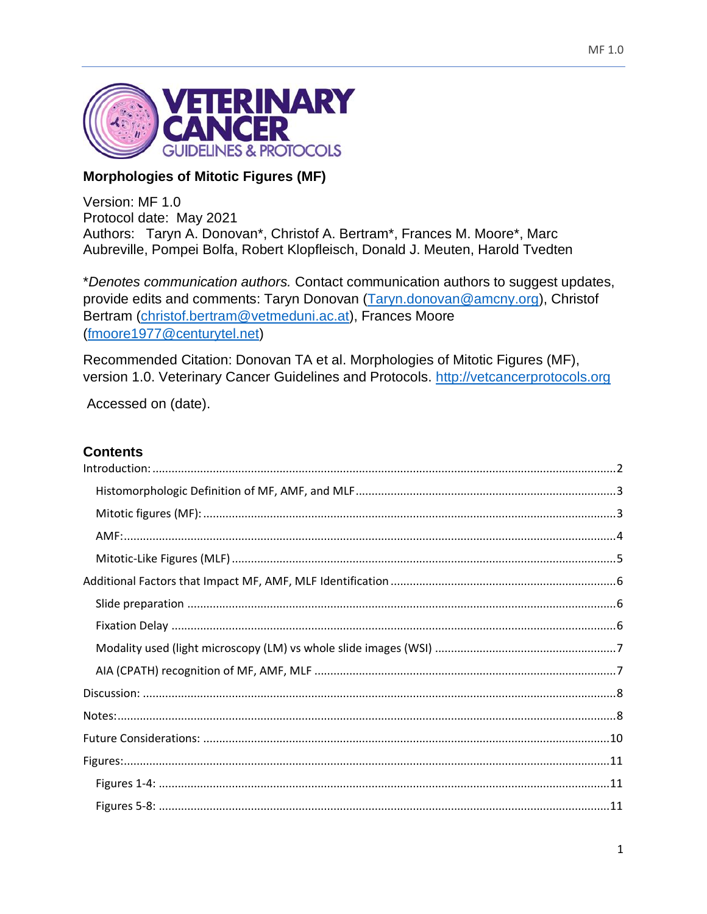VETERINARY CANCER GUIDELINES & PROTOCOLS

**Morphologies of Mitotic Figures (MF)**

Version: MF 1.0
Protocol date: May 2021
Authors: Taryn A. Donovan*, Christof A. Bertram*, Frances M. Moore*, Marc Aubreville, Pompei Bolfa, Robert Klopfleisch, Donald J. Meuten, Harold Tvedten

**Denotes communication authors.* Contact communication authors to suggest updates, provide edits and comments: Taryn Donovan (Taryn.donovan@amcny.org), Christof Bertram (christof.bertram@vetmeduni.ac.at), Frances Moore (fmoore1977@centurytel.net)

Recommended Citation: Donovan TA et al. Morphologies of Mitotic Figures (MF), version 1.0. Veterinary Cancer Guidelines and Protocols. http://vetcancerprotocols.org

Accessed on (date).

## Contents

- Introduction: ... 2
  - Histomorphologic Definition of MF, AMF, and MLF ... 3
  - Mitotic figures (MF): ... 3
  - AMF: ... 4
  - Mitotic-Like Figures (MLF) ... 5
- Additional Factors that Impact MF, AMF, MLF Identification ... 6
  - Slide preparation ... 6
  - Fixation Delay ... 6
  - Modality used (light microscopy (LM) vs whole slide images (WSI) ... 7
  - AIA (CPATH) recognition of MF, AMF, MLF ... 7
- Discussion: ... 8
- Notes: ... 8
- Future Considerations: ... 10
- Figures: ... 11
  - Figures 1-4: ... 11
  - Figures 5-8: ... 11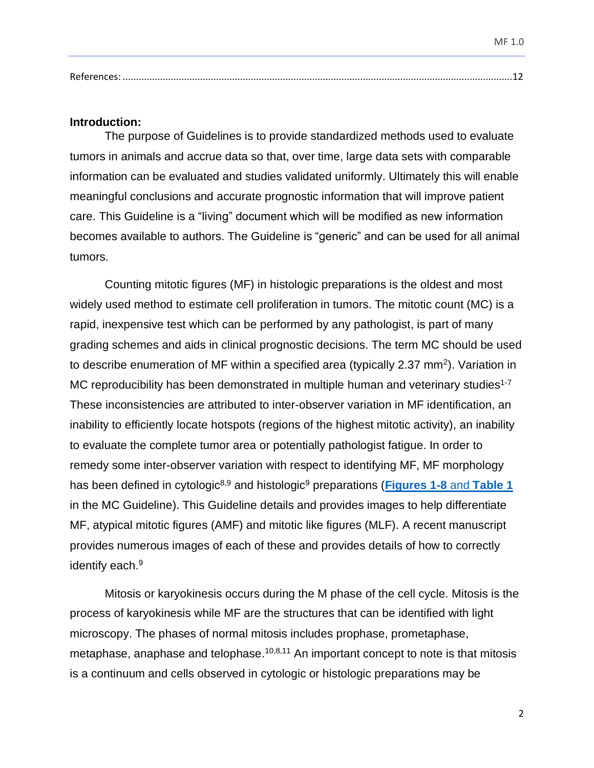References: ............................................................................................................................................12

**Introduction:**

The purpose of Guidelines is to provide standardized methods used to evaluate tumors in animals and accrue data so that, over time, large data sets with comparable information can be evaluated and studies validated uniformly. Ultimately this will enable meaningful conclusions and accurate prognostic information that will improve patient care. This Guideline is a "living" document which will be modified as new information becomes available to authors. The Guideline is "generic" and can be used for all animal tumors.

Counting mitotic figures (MF) in histologic preparations is the oldest and most widely used method to estimate cell proliferation in tumors. The mitotic count (MC) is a rapid, inexpensive test which can be performed by any pathologist, is part of many grading schemes and aids in clinical prognostic decisions. The term MC should be used to describe enumeration of MF within a specified area (typically 2.37 $mm^2$). Variation in MC reproducibility has been demonstrated in multiple human and veterinary studies[1-7] These inconsistencies are attributed to inter-observer variation in MF identification, an inability to efficiently locate hotspots (regions of the highest mitotic activity), an inability to evaluate the complete tumor area or potentially pathologist fatigue. In order to remedy some inter-observer variation with respect to identifying MF, MF morphology has been defined in cytologic[8,9] and histologic[9] preparations (**Figures 1-8** and **Table 1** in the MC Guideline). This Guideline details and provides images to help differentiate MF, atypical mitotic figures (AMF) and mitotic like figures (MLF). A recent manuscript provides numerous images of each of these and provides details of how to correctly identify each.[9]

Mitosis or karyokinesis occurs during the M phase of the cell cycle. Mitosis is the process of karyokinesis while MF are the structures that can be identified with light microscopy. The phases of normal mitosis includes prophase, prometaphase, metaphase, anaphase and telophase.[10,8,11] An important concept to note is that mitosis is a continuum and cells observed in cytologic or histologic preparations may be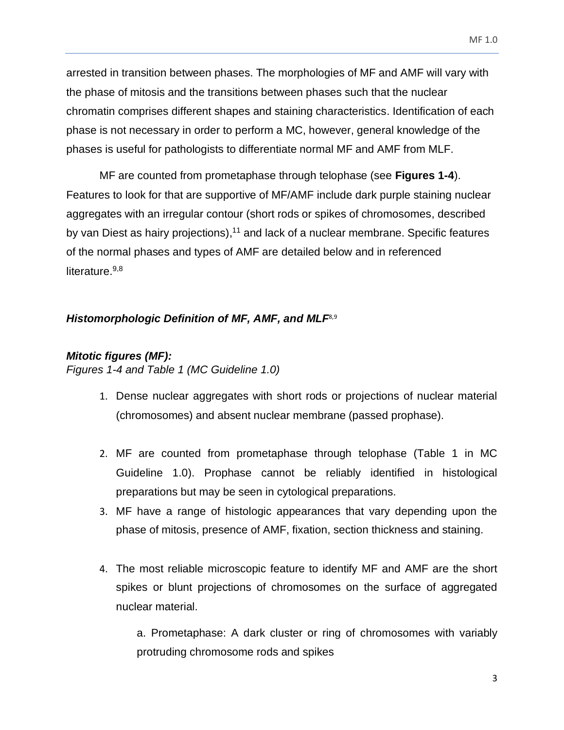arrested in transition between phases. The morphologies of MF and AMF will vary with the phase of mitosis and the transitions between phases such that the nuclear chromatin comprises different shapes and staining characteristics. Identification of each phase is not necessary in order to perform a MC, however, general knowledge of the phases is useful for pathologists to differentiate normal MF and AMF from MLF.

MF are counted from prometaphase through telophase (see **Figures 1-4**). Features to look for that are supportive of MF/AMF include dark purple staining nuclear aggregates with an irregular contour (short rods or spikes of chromosomes, described by van Diest as hairy projections),[11] and lack of a nuclear membrane. Specific features of the normal phases and types of AMF are detailed below and in referenced literature.[9,8]

### *Histomorphologic Definition of MF, AMF, and MLF*[8,9]

#### *Mitotic figures (MF):*

*Figures 1-4 and Table 1 (MC Guideline 1.0)*

1. Dense nuclear aggregates with short rods or projections of nuclear material (chromosomes) and absent nuclear membrane (passed prophase).
2. MF are counted from prometaphase through telophase (Table 1 in MC Guideline 1.0). Prophase cannot be reliably identified in histological preparations but may be seen in cytological preparations.
3. MF have a range of histologic appearances that vary depending upon the phase of mitosis, presence of AMF, fixation, section thickness and staining.
4. The most reliable microscopic feature to identify MF and AMF are the short spikes or blunt projections of chromosomes on the surface of aggregated nuclear material.

    a. Prometaphase: A dark cluster or ring of chromosomes with variably protruding chromosome rods and spikes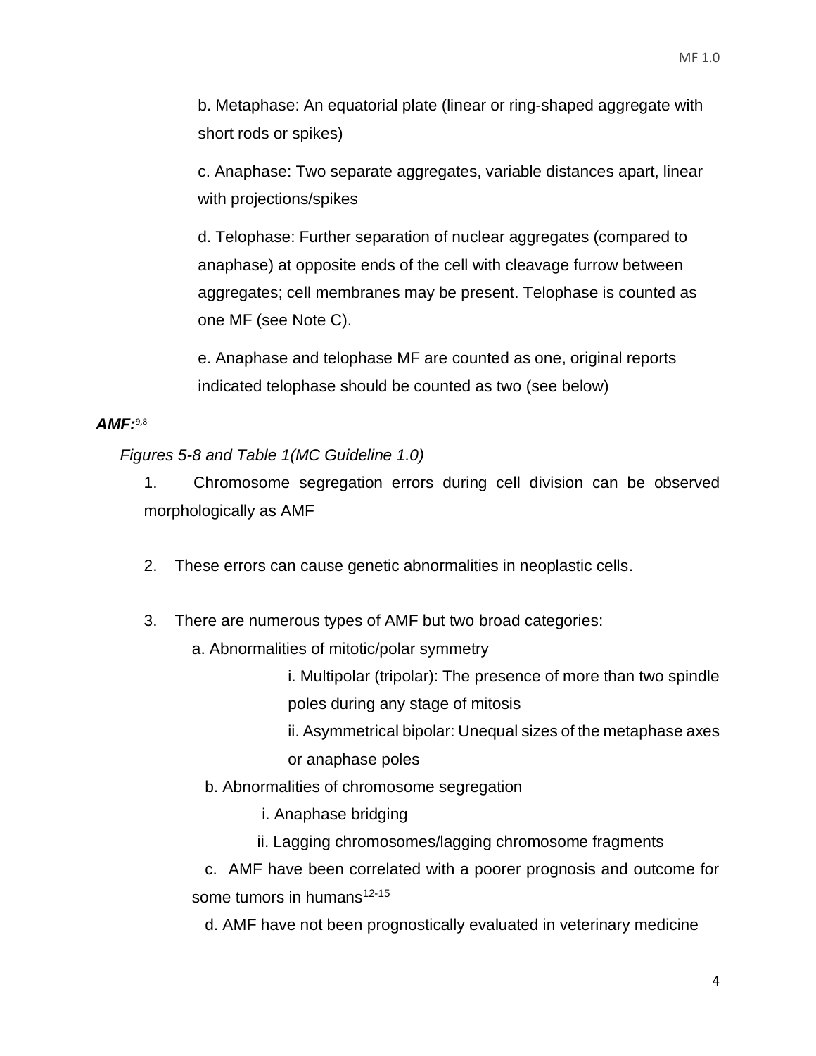b. Metaphase: An equatorial plate (linear or ring-shaped aggregate with short rods or spikes)

c. Anaphase: Two separate aggregates, variable distances apart, linear with projections/spikes

d. Telophase: Further separation of nuclear aggregates (compared to anaphase) at opposite ends of the cell with cleavage furrow between aggregates; cell membranes may be present. Telophase is counted as one MF (see Note C).

e. Anaphase and telophase MF are counted as one, original reports indicated telophase should be counted as two (see below)

***AMF:***[9,8]

*Figures 5-8 and Table 1(MC Guideline 1.0)*

1. Chromosome segregation errors during cell division can be observed morphologically as AMF

2. These errors can cause genetic abnormalities in neoplastic cells.

3. There are numerous types of AMF but two broad categories:

   a. Abnormalities of mitotic/polar symmetry

      i. Multipolar (tripolar): The presence of more than two spindle poles during any stage of mitosis

      ii. Asymmetrical bipolar: Unequal sizes of the metaphase axes or anaphase poles

   b. Abnormalities of chromosome segregation

      i. Anaphase bridging

      ii. Lagging chromosomes/lagging chromosome fragments

   c. AMF have been correlated with a poorer prognosis and outcome for some tumors in humans[12-15]

   d. AMF have not been prognostically evaluated in veterinary medicine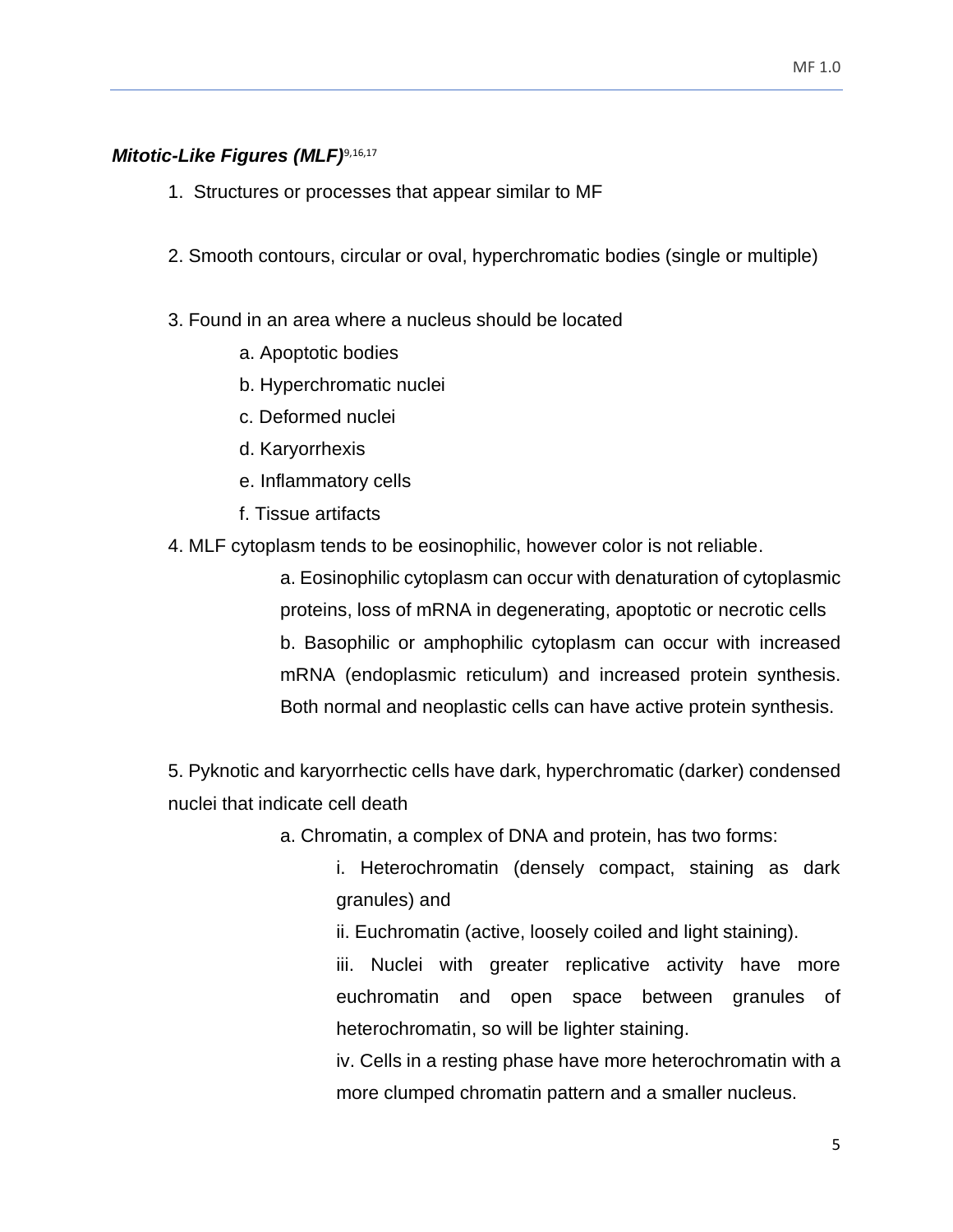***Mitotic-Like Figures (MLF)*** [9,16,17]

1. Structures or processes that appear similar to MF

2. Smooth contours, circular or oval, hyperchromatic bodies (single or multiple)

3. Found in an area where a nucleus should be located
   a. Apoptotic bodies
   b. Hyperchromatic nuclei
   c. Deformed nuclei
   d. Karyorrhexis
   e. Inflammatory cells
   f. Tissue artifacts

4. MLF cytoplasm tends to be eosinophilic, however color is not reliable.
   a. Eosinophilic cytoplasm can occur with denaturation of cytoplasmic proteins, loss of mRNA in degenerating, apoptotic or necrotic cells
   b. Basophilic or amphophilic cytoplasm can occur with increased mRNA (endoplasmic reticulum) and increased protein synthesis. Both normal and neoplastic cells can have active protein synthesis.

5. Pyknotic and karyorrhectic cells have dark, hyperchromatic (darker) condensed nuclei that indicate cell death
   a. Chromatin, a complex of DNA and protein, has two forms:
      i. Heterochromatin (densely compact, staining as dark granules) and
      ii. Euchromatin (active, loosely coiled and light staining).
      iii. Nuclei with greater replicative activity have more euchromatin and open space between granules of heterochromatin, so will be lighter staining.
      iv. Cells in a resting phase have more heterochromatin with a more clumped chromatin pattern and a smaller nucleus.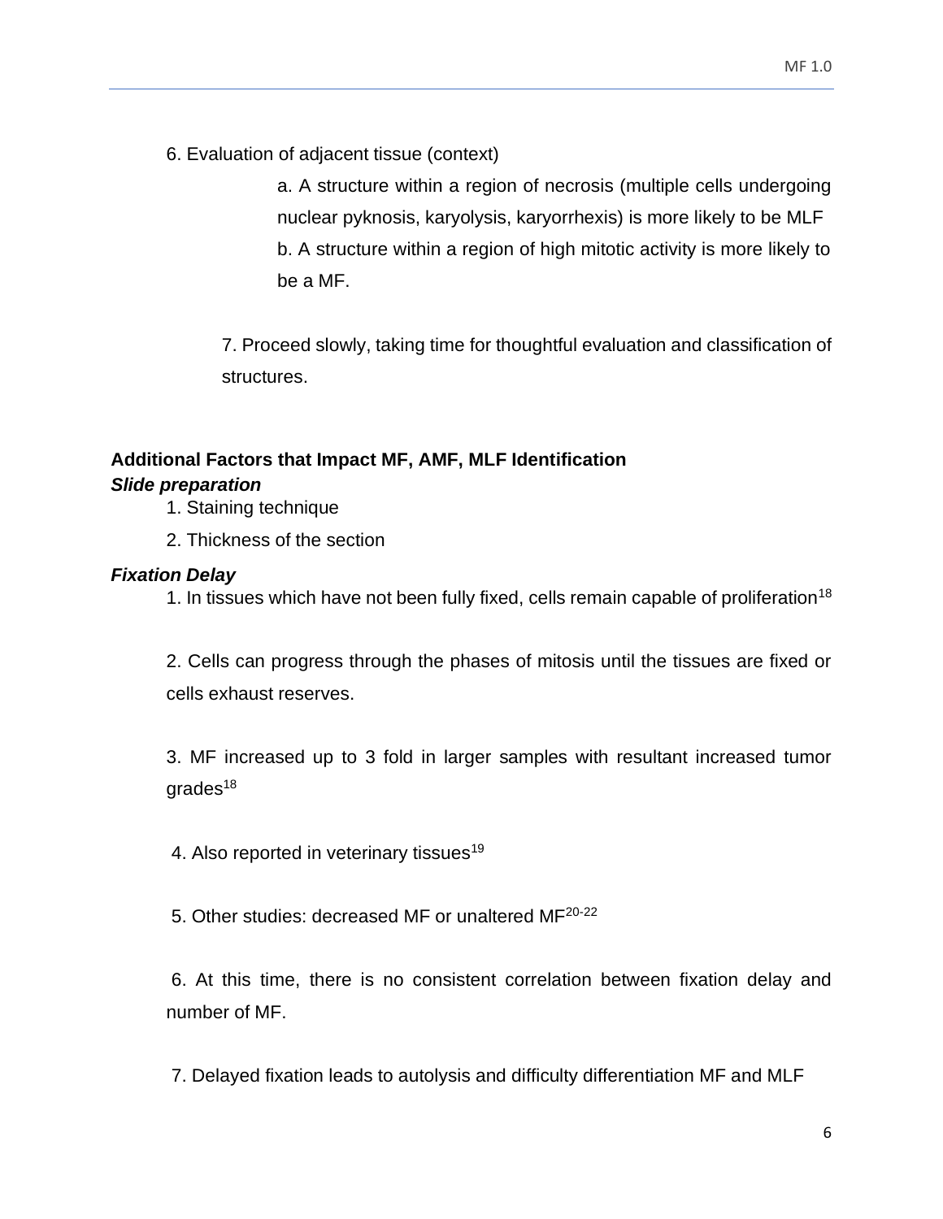6. Evaluation of adjacent tissue (context)

   a. A structure within a region of necrosis (multiple cells undergoing nuclear pyknosis, karyolysis, karyorrhexis) is more likely to be MLF

   b. A structure within a region of high mitotic activity is more likely to be a MF.

7. Proceed slowly, taking time for thoughtful evaluation and classification of structures.

## Additional Factors that Impact MF, AMF, MLF Identification

### *Slide preparation*

1. Staining technique
2. Thickness of the section

### *Fixation Delay*

1. In tissues which have not been fully fixed, cells remain capable of proliferation[18]

2. Cells can progress through the phases of mitosis until the tissues are fixed or cells exhaust reserves.

3. MF increased up to 3 fold in larger samples with resultant increased tumor grades[18]

4. Also reported in veterinary tissues[19]

5. Other studies: decreased MF or unaltered MF[20-22]

6. At this time, there is no consistent correlation between fixation delay and number of MF.

7. Delayed fixation leads to autolysis and difficulty differentiation MF and MLF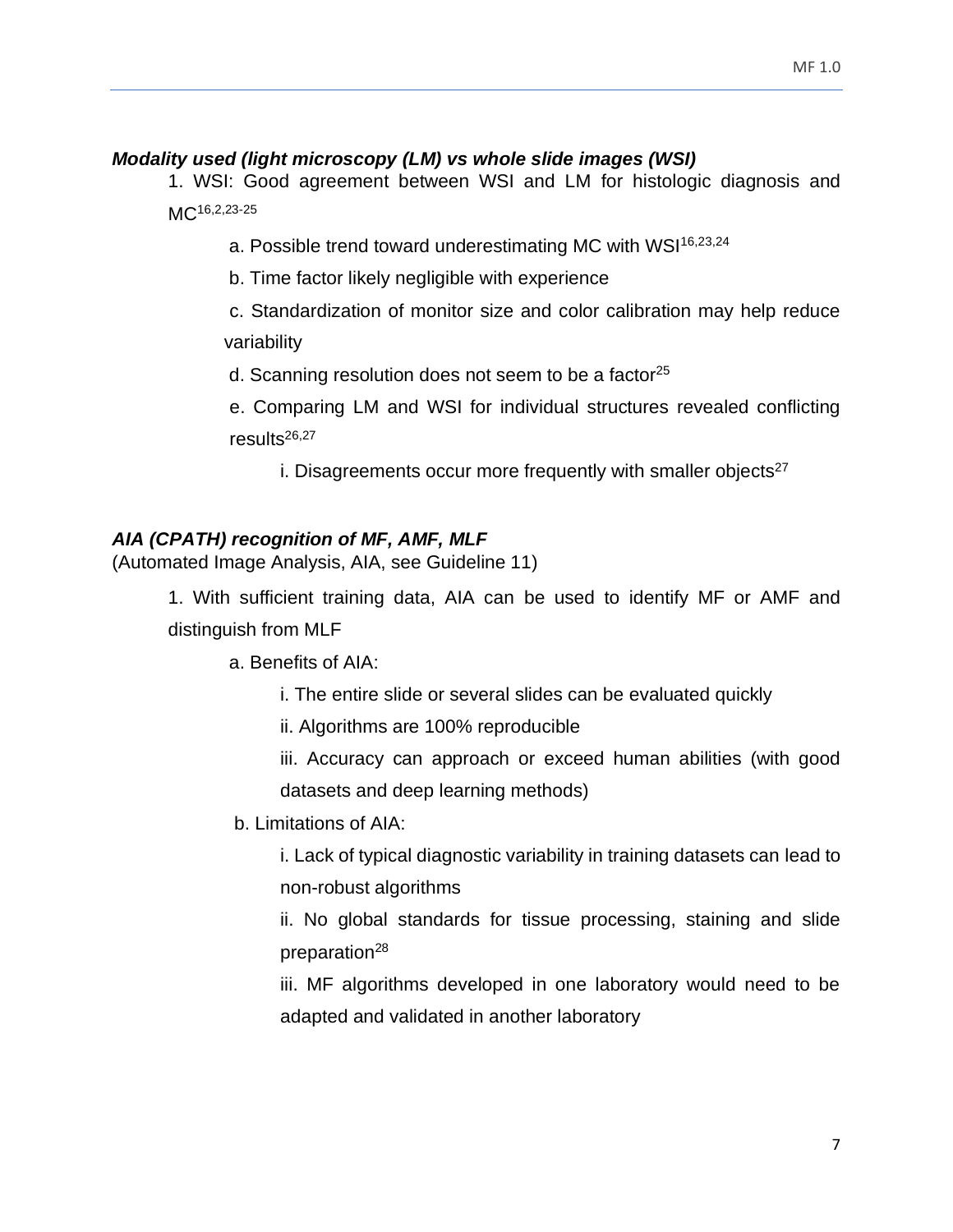***Modality used (light microscopy (LM) vs whole slide images (WSI)***

1. WSI: Good agreement between WSI and LM for histologic diagnosis and MC[16,2,23-25]
    - a. Possible trend toward underestimating MC with WSI[16,23,24]
    - b. Time factor likely negligible with experience
    - c. Standardization of monitor size and color calibration may help reduce variability
    - d. Scanning resolution does not seem to be a factor[25]
    - e. Comparing LM and WSI for individual structures revealed conflicting results[26,27]
        - i. Disagreements occur more frequently with smaller objects[27]

***AIA (CPATH) recognition of MF, AMF, MLF***

(Automated Image Analysis, AIA, see Guideline 11)

1. With sufficient training data, AIA can be used to identify MF or AMF and distinguish from MLF
    - a. Benefits of AIA:
        - i. The entire slide or several slides can be evaluated quickly
        - ii. Algorithms are 100% reproducible
        - iii. Accuracy can approach or exceed human abilities (with good datasets and deep learning methods)
    - b. Limitations of AIA:
        - i. Lack of typical diagnostic variability in training datasets can lead to non-robust algorithms
        - ii. No global standards for tissue processing, staining and slide preparation[28]
        - iii. MF algorithms developed in one laboratory would need to be adapted and validated in another laboratory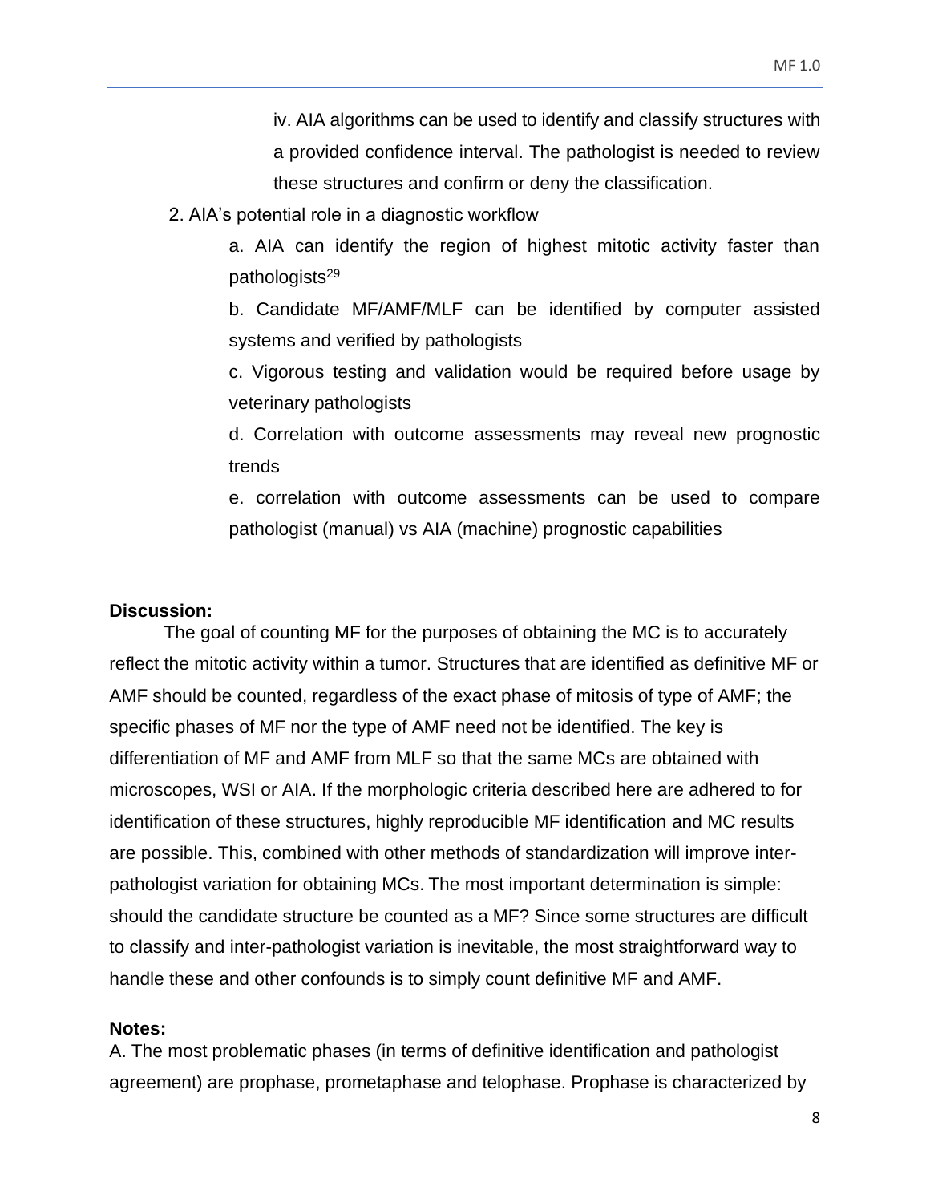iv. AIA algorithms can be used to identify and classify structures with a provided confidence interval. The pathologist is needed to review these structures and confirm or deny the classification.

2. AIA's potential role in a diagnostic workflow

   a. AIA can identify the region of highest mitotic activity faster than pathologists[29]

   b. Candidate MF/AMF/MLF can be identified by computer assisted systems and verified by pathologists

   c. Vigorous testing and validation would be required before usage by veterinary pathologists

   d. Correlation with outcome assessments may reveal new prognostic trends

   e. correlation with outcome assessments can be used to compare pathologist (manual) vs AIA (machine) prognostic capabilities

**Discussion:**

The goal of counting MF for the purposes of obtaining the MC is to accurately reflect the mitotic activity within a tumor. Structures that are identified as definitive MF or AMF should be counted, regardless of the exact phase of mitosis of type of AMF; the specific phases of MF nor the type of AMF need not be identified. The key is differentiation of MF and AMF from MLF so that the same MCs are obtained with microscopes, WSI or AIA. If the morphologic criteria described here are adhered to for identification of these structures, highly reproducible MF identification and MC results are possible. This, combined with other methods of standardization will improve inter-pathologist variation for obtaining MCs. The most important determination is simple: should the candidate structure be counted as a MF? Since some structures are difficult to classify and inter-pathologist variation is inevitable, the most straightforward way to handle these and other confounds is to simply count definitive MF and AMF.

**Notes:**

A. The most problematic phases (in terms of definitive identification and pathologist agreement) are prophase, prometaphase and telophase. Prophase is characterized by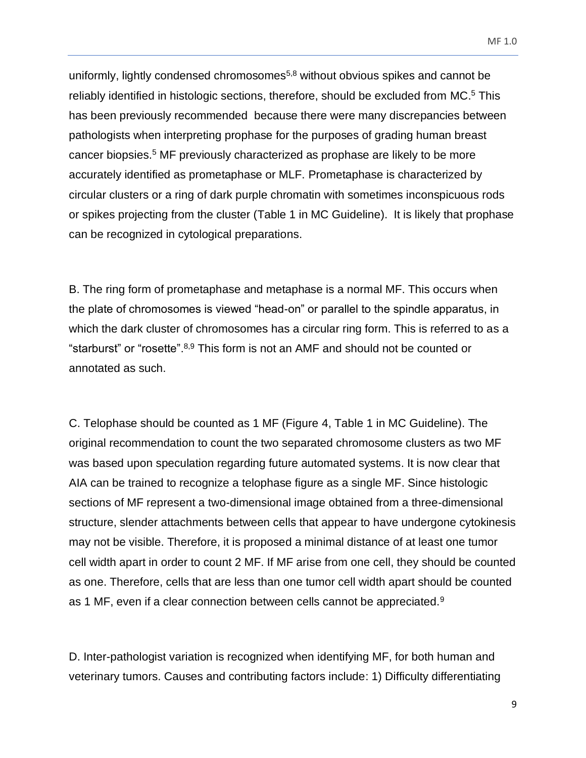uniformly, lightly condensed chromosomes[5,8] without obvious spikes and cannot be reliably identified in histologic sections, therefore, should be excluded from MC.[5] This has been previously recommended because there were many discrepancies between pathologists when interpreting prophase for the purposes of grading human breast cancer biopsies.[5] MF previously characterized as prophase are likely to be more accurately identified as prometaphase or MLF. Prometaphase is characterized by circular clusters or a ring of dark purple chromatin with sometimes inconspicuous rods or spikes projecting from the cluster (Table 1 in MC Guideline). It is likely that prophase can be recognized in cytological preparations.

B. The ring form of prometaphase and metaphase is a normal MF. This occurs when the plate of chromosomes is viewed "head-on" or parallel to the spindle apparatus, in which the dark cluster of chromosomes has a circular ring form. This is referred to as a "starburst" or "rosette".[8,9] This form is not an AMF and should not be counted or annotated as such.

C. Telophase should be counted as 1 MF (Figure 4, Table 1 in MC Guideline). The original recommendation to count the two separated chromosome clusters as two MF was based upon speculation regarding future automated systems. It is now clear that AIA can be trained to recognize a telophase figure as a single MF. Since histologic sections of MF represent a two-dimensional image obtained from a three-dimensional structure, slender attachments between cells that appear to have undergone cytokinesis may not be visible. Therefore, it is proposed a minimal distance of at least one tumor cell width apart in order to count 2 MF. If MF arise from one cell, they should be counted as one. Therefore, cells that are less than one tumor cell width apart should be counted as 1 MF, even if a clear connection between cells cannot be appreciated.[9]

D. Inter-pathologist variation is recognized when identifying MF, for both human and veterinary tumors. Causes and contributing factors include: 1) Difficulty differentiating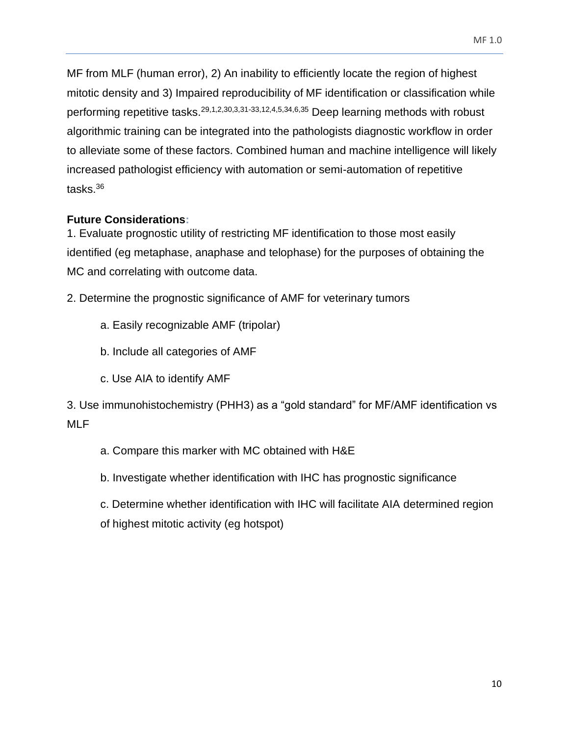MF from MLF (human error), 2) An inability to efficiently locate the region of highest mitotic density and 3) Impaired reproducibility of MF identification or classification while performing repetitive tasks.[29,1,2,30,3,31-33,12,4,5,34,6,35] Deep learning methods with robust algorithmic training can be integrated into the pathologists diagnostic workflow in order to alleviate some of these factors. Combined human and machine intelligence will likely increased pathologist efficiency with automation or semi-automation of repetitive tasks.[36]

**Future Considerations:**

1. Evaluate prognostic utility of restricting MF identification to those most easily identified (eg metaphase, anaphase and telophase) for the purposes of obtaining the MC and correlating with outcome data.

2. Determine the prognostic significance of AMF for veterinary tumors

    a. Easily recognizable AMF (tripolar)

    b. Include all categories of AMF

    c. Use AIA to identify AMF

3. Use immunohistochemistry (PHH3) as a "gold standard" for MF/AMF identification vs MLF

    a. Compare this marker with MC obtained with H&E

    b. Investigate whether identification with IHC has prognostic significance

    c. Determine whether identification with IHC will facilitate AIA determined region of highest mitotic activity (eg hotspot)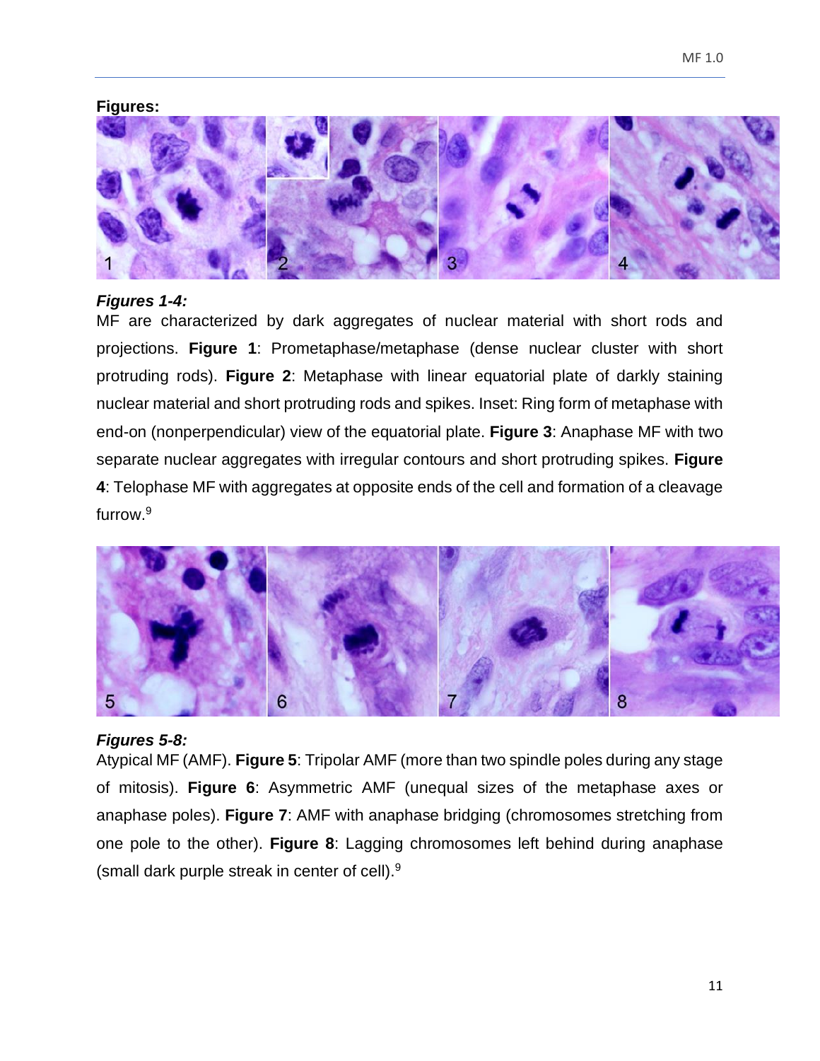**Figures:**

***Figures 1-4:***

MF are characterized by dark aggregates of nuclear material with short rods and projections. **Figure 1**: Prometaphase/metaphase (dense nuclear cluster with short protruding rods). **Figure 2**: Metaphase with linear equatorial plate of darkly staining nuclear material and short protruding rods and spikes. Inset: Ring form of metaphase with end-on (nonperpendicular) view of the equatorial plate. **Figure 3**: Anaphase MF with two separate nuclear aggregates with irregular contours and short protruding spikes. **Figure 4**: Telophase MF with aggregates at opposite ends of the cell and formation of a cleavage furrow.[9]

***Figures 5-8:***

Atypical MF (AMF). **Figure 5**: Tripolar AMF (more than two spindle poles during any stage of mitosis). **Figure 6**: Asymmetric AMF (unequal sizes of the metaphase axes or anaphase poles). **Figure 7**: AMF with anaphase bridging (chromosomes stretching from one pole to the other). **Figure 8**: Lagging chromosomes left behind during anaphase (small dark purple streak in center of cell).[9]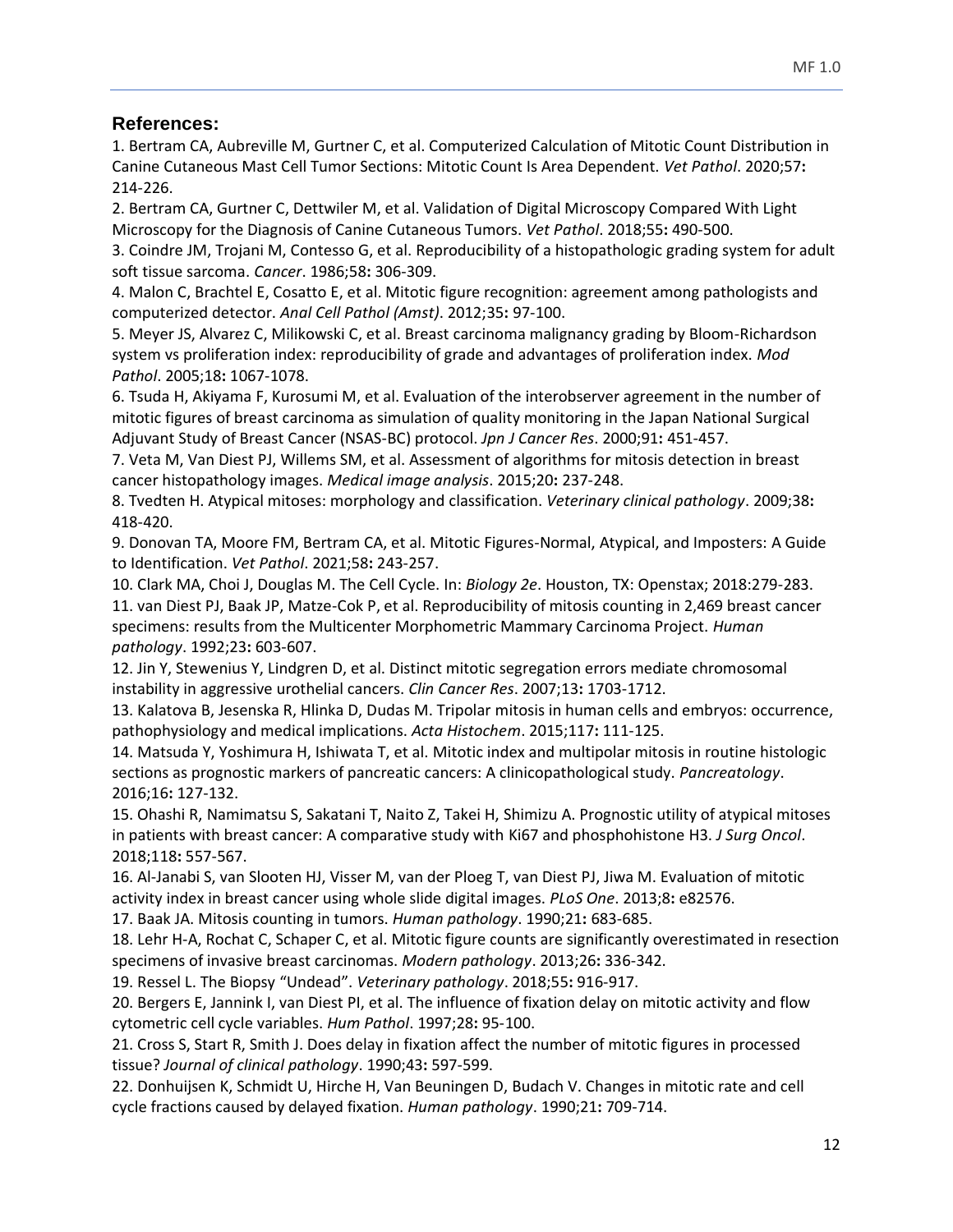## References:

1. Bertram CA, Aubreville M, Gurtner C, et al. Computerized Calculation of Mitotic Count Distribution in Canine Cutaneous Mast Cell Tumor Sections: Mitotic Count Is Area Dependent. *Vet Pathol*. 2020;57**:** 214-226.
2. Bertram CA, Gurtner C, Dettwiler M, et al. Validation of Digital Microscopy Compared With Light Microscopy for the Diagnosis of Canine Cutaneous Tumors. *Vet Pathol*. 2018;55**:** 490-500.
3. Coindre JM, Trojani M, Contesso G, et al. Reproducibility of a histopathologic grading system for adult soft tissue sarcoma. *Cancer*. 1986;58**:** 306-309.
4. Malon C, Brachtel E, Cosatto E, et al. Mitotic figure recognition: agreement among pathologists and computerized detector. *Anal Cell Pathol (Amst)*. 2012;35**:** 97-100.
5. Meyer JS, Alvarez C, Milikowski C, et al. Breast carcinoma malignancy grading by Bloom-Richardson system vs proliferation index: reproducibility of grade and advantages of proliferation index. *Mod Pathol*. 2005;18**:** 1067-1078.
6. Tsuda H, Akiyama F, Kurosumi M, et al. Evaluation of the interobserver agreement in the number of mitotic figures of breast carcinoma as simulation of quality monitoring in the Japan National Surgical Adjuvant Study of Breast Cancer (NSAS-BC) protocol. *Jpn J Cancer Res*. 2000;91**:** 451-457.
7. Veta M, Van Diest PJ, Willems SM, et al. Assessment of algorithms for mitosis detection in breast cancer histopathology images. *Medical image analysis*. 2015;20**:** 237-248.
8. Tvedten H. Atypical mitoses: morphology and classification. *Veterinary clinical pathology*. 2009;38**:** 418-420.
9. Donovan TA, Moore FM, Bertram CA, et al. Mitotic Figures-Normal, Atypical, and Imposters: A Guide to Identification. *Vet Pathol*. 2021;58**:** 243-257.
10. Clark MA, Choi J, Douglas M. The Cell Cycle. In: *Biology 2e*. Houston, TX: Openstax; 2018:279-283.
11. van Diest PJ, Baak JP, Matze-Cok P, et al. Reproducibility of mitosis counting in 2,469 breast cancer specimens: results from the Multicenter Morphometric Mammary Carcinoma Project. *Human pathology*. 1992;23**:** 603-607.
12. Jin Y, Stewenius Y, Lindgren D, et al. Distinct mitotic segregation errors mediate chromosomal instability in aggressive urothelial cancers. *Clin Cancer Res*. 2007;13**:** 1703-1712.
13. Kalatova B, Jesenska R, Hlinka D, Dudas M. Tripolar mitosis in human cells and embryos: occurrence, pathophysiology and medical implications. *Acta Histochem*. 2015;117**:** 111-125.
14. Matsuda Y, Yoshimura H, Ishiwata T, et al. Mitotic index and multipolar mitosis in routine histologic sections as prognostic markers of pancreatic cancers: A clinicopathological study. *Pancreatology*. 2016;16**:** 127-132.
15. Ohashi R, Namimatsu S, Sakatani T, Naito Z, Takei H, Shimizu A. Prognostic utility of atypical mitoses in patients with breast cancer: A comparative study with Ki67 and phosphohistone H3. *J Surg Oncol*. 2018;118**:** 557-567.
16. Al-Janabi S, van Slooten HJ, Visser M, van der Ploeg T, van Diest PJ, Jiwa M. Evaluation of mitotic activity index in breast cancer using whole slide digital images. *PLoS One*. 2013;8**:** e82576.
17. Baak JA. Mitosis counting in tumors. *Human pathology*. 1990;21**:** 683-685.
18. Lehr H-A, Rochat C, Schaper C, et al. Mitotic figure counts are significantly overestimated in resection specimens of invasive breast carcinomas. *Modern pathology*. 2013;26**:** 336-342.
19. Ressel L. The Biopsy "Undead". *Veterinary pathology*. 2018;55**:** 916-917.
20. Bergers E, Jannink I, van Diest PI, et al. The influence of fixation delay on mitotic activity and flow cytometric cell cycle variables. *Hum Pathol*. 1997;28**:** 95-100.
21. Cross S, Start R, Smith J. Does delay in fixation affect the number of mitotic figures in processed tissue? *Journal of clinical pathology*. 1990;43**:** 597-599.
22. Donhuijsen K, Schmidt U, Hirche H, Van Beuningen D, Budach V. Changes in mitotic rate and cell cycle fractions caused by delayed fixation. *Human pathology*. 1990;21**:** 709-714.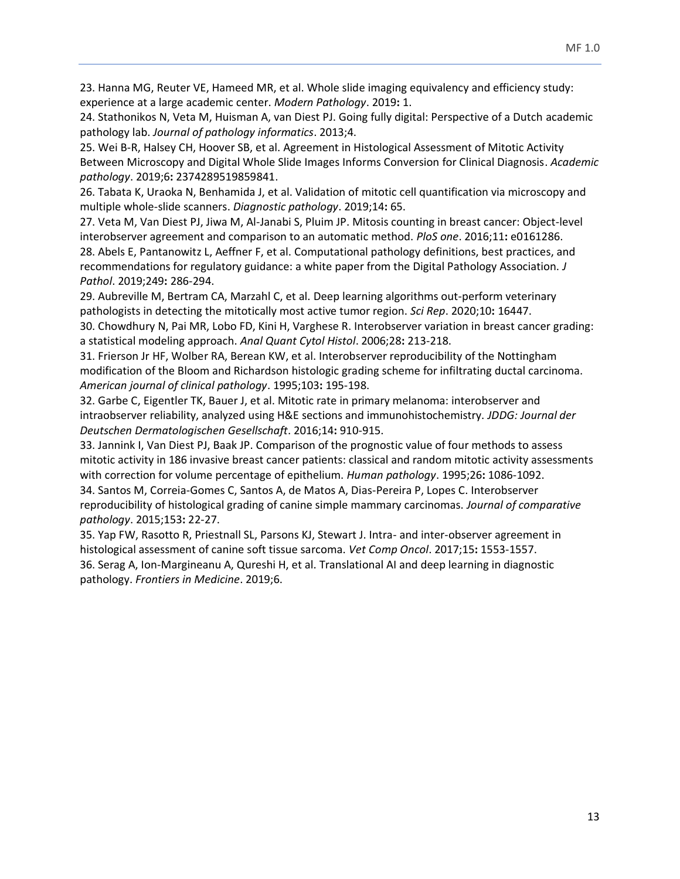23. Hanna MG, Reuter VE, Hameed MR, et al. Whole slide imaging equivalency and efficiency study: experience at a large academic center. *Modern Pathology*. 2019**:** 1.

24. Stathonikos N, Veta M, Huisman A, van Diest PJ. Going fully digital: Perspective of a Dutch academic pathology lab. *Journal of pathology informatics*. 2013;4.

25. Wei B-R, Halsey CH, Hoover SB, et al. Agreement in Histological Assessment of Mitotic Activity Between Microscopy and Digital Whole Slide Images Informs Conversion for Clinical Diagnosis. *Academic pathology*. 2019;6**:** 2374289519859841.

26. Tabata K, Uraoka N, Benhamida J, et al. Validation of mitotic cell quantification via microscopy and multiple whole-slide scanners. *Diagnostic pathology*. 2019;14**:** 65.

27. Veta M, Van Diest PJ, Jiwa M, Al-Janabi S, Pluim JP. Mitosis counting in breast cancer: Object-level interobserver agreement and comparison to an automatic method. *PloS one*. 2016;11**:** e0161286.

28. Abels E, Pantanowitz L, Aeffner F, et al. Computational pathology definitions, best practices, and recommendations for regulatory guidance: a white paper from the Digital Pathology Association. *J Pathol*. 2019;249**:** 286-294.

29. Aubreville M, Bertram CA, Marzahl C, et al. Deep learning algorithms out-perform veterinary pathologists in detecting the mitotically most active tumor region. *Sci Rep*. 2020;10**:** 16447.

30. Chowdhury N, Pai MR, Lobo FD, Kini H, Varghese R. Interobserver variation in breast cancer grading: a statistical modeling approach. *Anal Quant Cytol Histol*. 2006;28**:** 213-218.

31. Frierson Jr HF, Wolber RA, Berean KW, et al. Interobserver reproducibility of the Nottingham modification of the Bloom and Richardson histologic grading scheme for infiltrating ductal carcinoma. *American journal of clinical pathology*. 1995;103**:** 195-198.

32. Garbe C, Eigentler TK, Bauer J, et al. Mitotic rate in primary melanoma: interobserver and intraobserver reliability, analyzed using H&E sections and immunohistochemistry. *JDDG: Journal der Deutschen Dermatologischen Gesellschaft*. 2016;14**:** 910-915.

33. Jannink I, Van Diest PJ, Baak JP. Comparison of the prognostic value of four methods to assess mitotic activity in 186 invasive breast cancer patients: classical and random mitotic activity assessments with correction for volume percentage of epithelium. *Human pathology*. 1995;26**:** 1086-1092.

34. Santos M, Correia-Gomes C, Santos A, de Matos A, Dias-Pereira P, Lopes C. Interobserver reproducibility of histological grading of canine simple mammary carcinomas. *Journal of comparative pathology*. 2015;153**:** 22-27.

35. Yap FW, Rasotto R, Priestnall SL, Parsons KJ, Stewart J. Intra- and inter-observer agreement in histological assessment of canine soft tissue sarcoma. *Vet Comp Oncol*. 2017;15**:** 1553-1557.

36. Serag A, Ion-Margineanu A, Qureshi H, et al. Translational AI and deep learning in diagnostic pathology. *Frontiers in Medicine*. 2019;6.